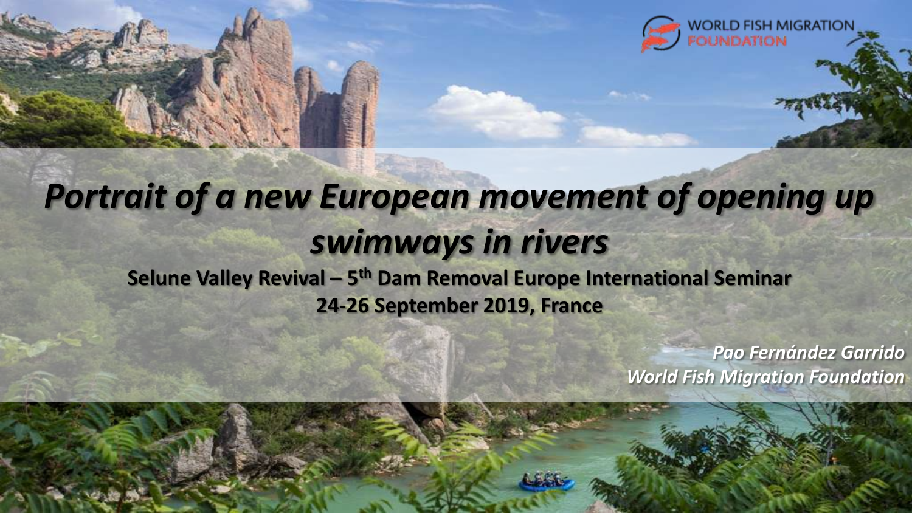WORLD FISH MIGRATION FOUNDATION

# *Portrait of a new European movement of opening up swimways in rivers*

**Selune Valley Revival – 5th Dam Removal Europe International Seminar**

**24-26 September 2019, France**

***Pao Fernández Garrido***

***World Fish Migration Foundation***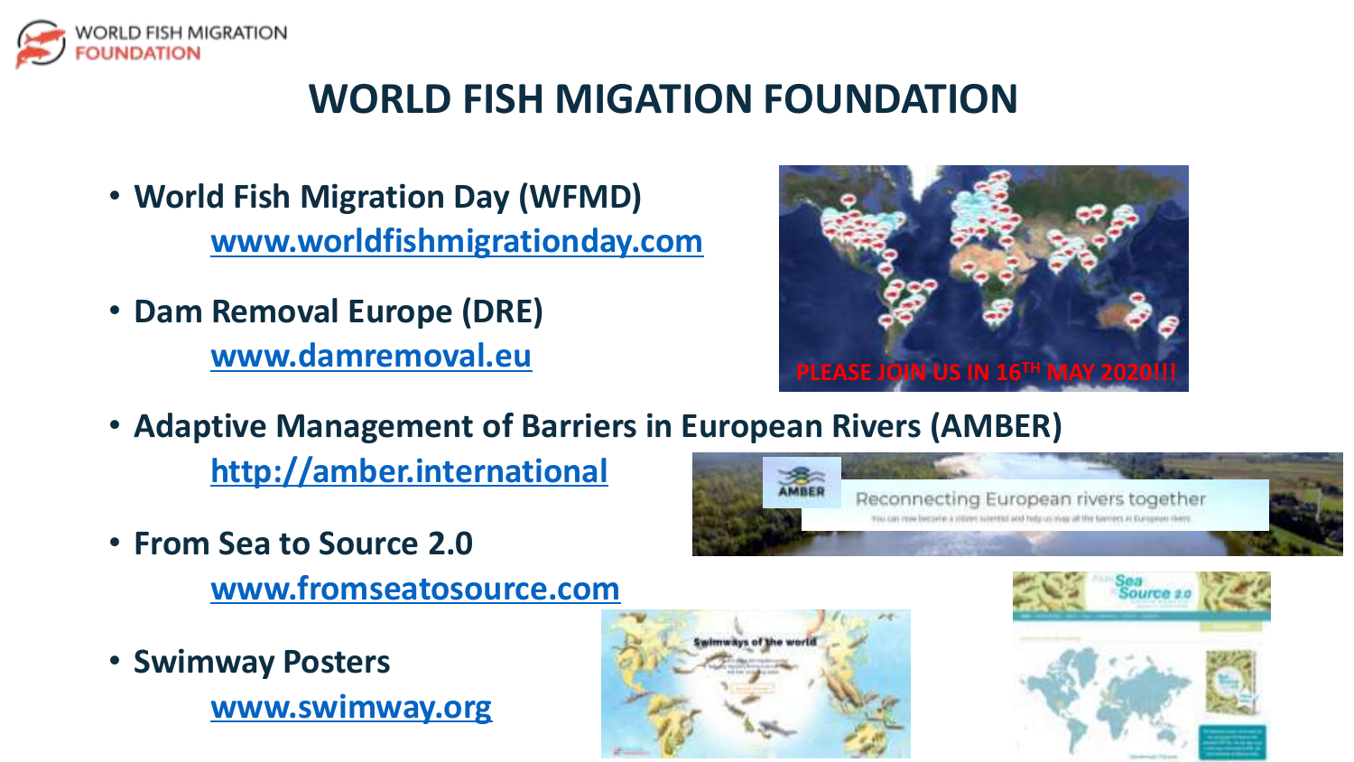# WORLD FISH MIGATION FOUNDATION

- World Fish Migration Day (WFMD)
  - www.worldfishmigrationday.com
- Dam Removal Europe (DRE)
  - www.damremoval.eu
- Adaptive Management of Barriers in European Rivers (AMBER)
  - http://amber.international
- From Sea to Source 2.0
  - www.fromseatosource.com
- Swimway Posters
  - www.swimway.org

PLEASE JOIN US IN 16TH MAY 2020!!!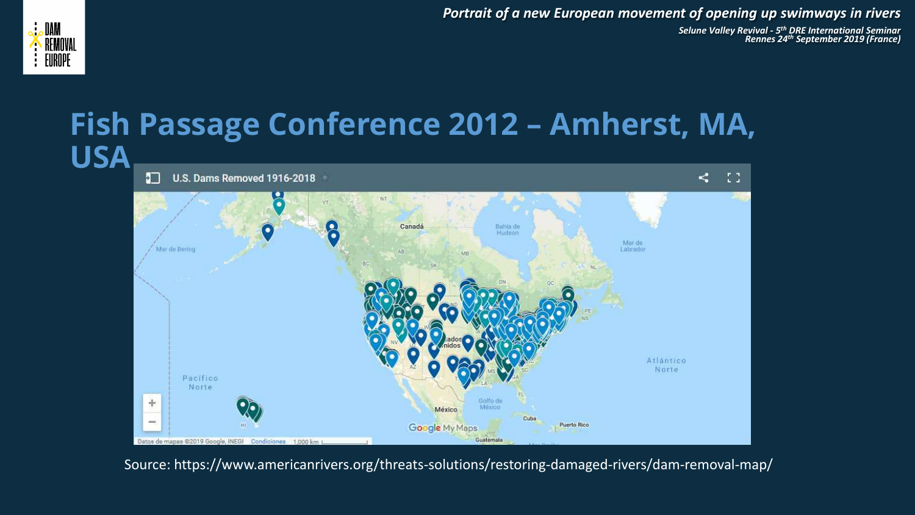# Fish Passage Conference 2012 – Amherst, MA, USA

Source: https://www.americanrivers.org/threats-solutions/restoring-damaged-rivers/dam-removal-map/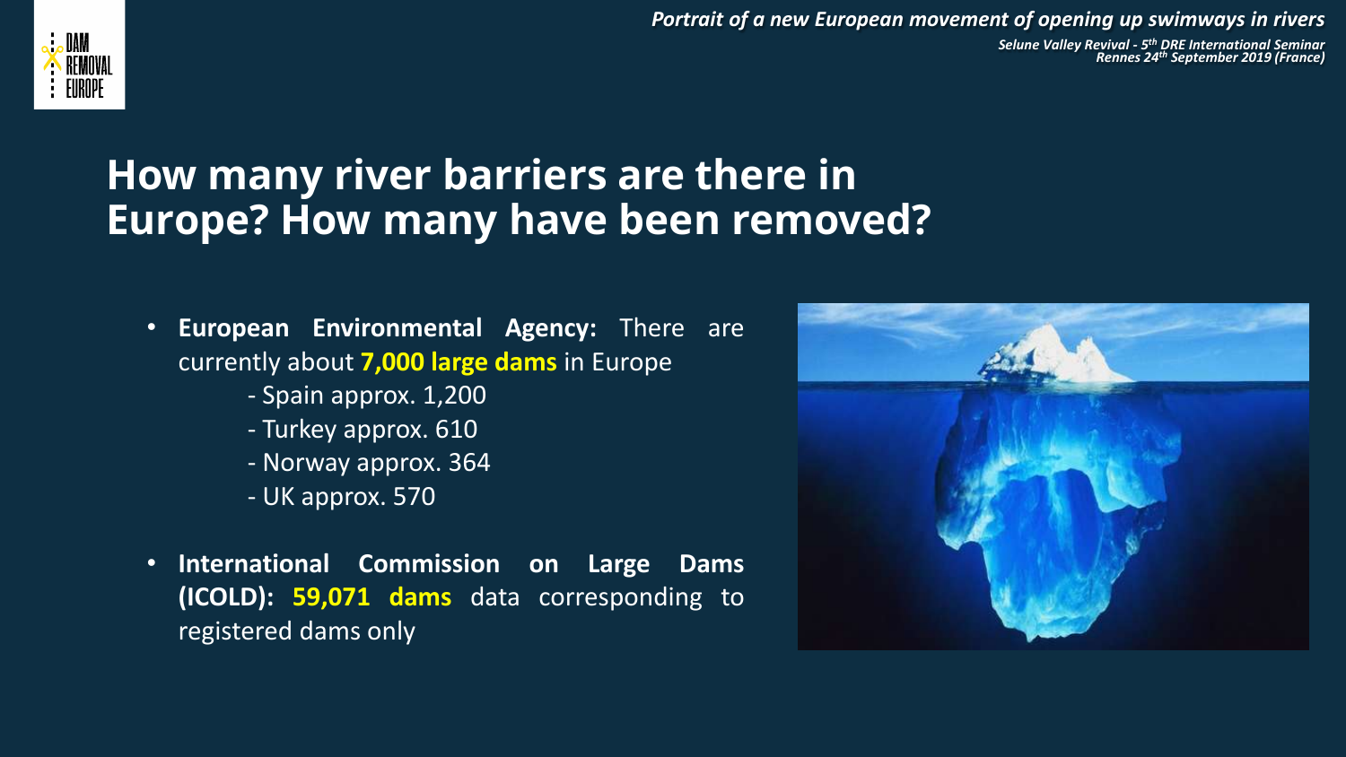# How many river barriers are there in Europe? How many have been removed?

- **European Environmental Agency:** There are currently about **7,000 large dams** in Europe
  - Spain approx. 1,200
  - Turkey approx. 610
  - Norway approx. 364
  - UK approx. 570
- **International Commission on Large Dams (ICOLD): 59,071 dams** data corresponding to registered dams only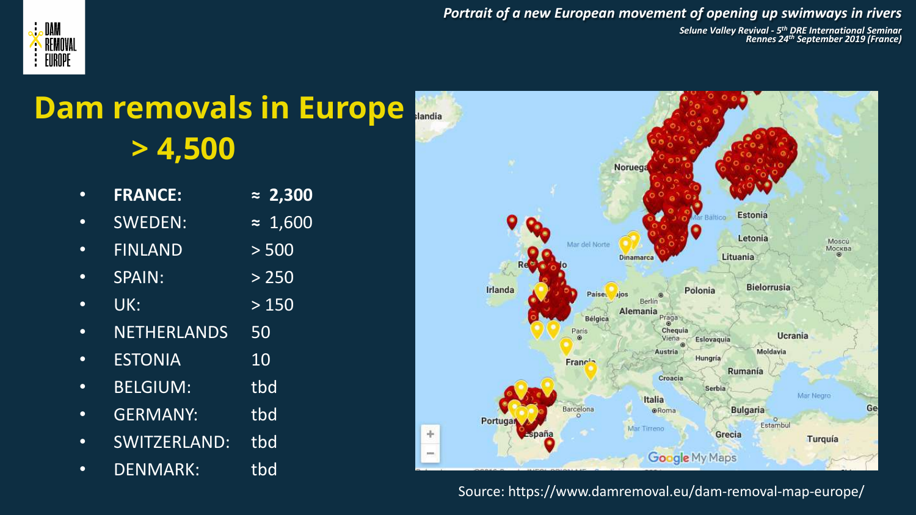# Dam removals in Europe > 4,500

- **FRANCE:** ≈ **2,300**
- SWEDEN: ≈ 1,600
- FINLAND > 500
- SPAIN: > 250
- UK: > 150
- NETHERLANDS 50
- ESTONIA 10
- BELGIUM: tbd
- GERMANY: tbd
- SWITZERLAND: tbd
- DENMARK: tbd

Source: https://www.damremoval.eu/dam-removal-map-europe/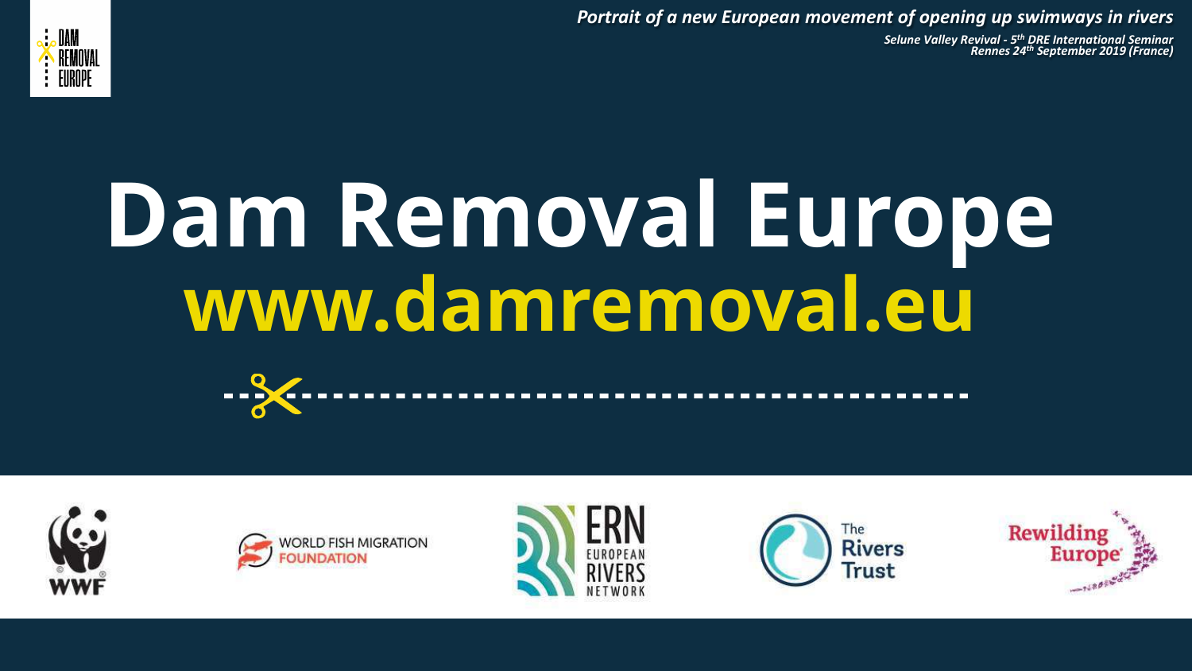*Portrait of a new European movement of opening up swimways in rivers*

*Selune Valley Revival - 5th DRE International Seminar*
*Rennes 24th September 2019 (France)*

# Dam Removal Europe

## www.damremoval.eu

WWF

WORLD FISH MIGRATION FOUNDATION

ERN EUROPEAN RIVERS NETWORK

The Rivers Trust

Rewilding Europe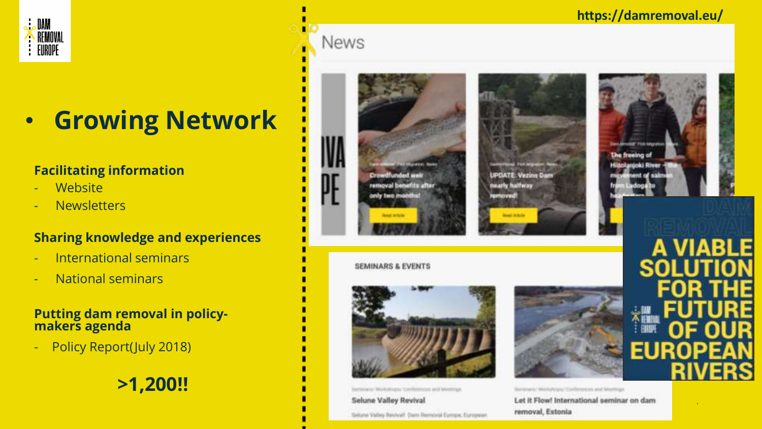# Growing Network

### Facilitating information

- Website
- Newsletters

### Sharing knowledge and experiences

- International seminars
- National seminars

### Putting dam removal in policy-makers agenda

- Policy Report(July 2018)

**>1,200!!**

https://damremoval.eu/

News

Crowdfunded weir removal benefits after only two months!

UPDATE: Vezins Dam nearly halfway removed!

The freeing of Hiitolanjoki River – the movement of salmon from Ladoga to headwaters

SEMINARS & EVENTS

Selune Valley Revival

Let it Flow! International seminar on dam removal, Estonia

A VIABLE SOLUTION FOR THE FUTURE OF OUR EUROPEAN RIVERS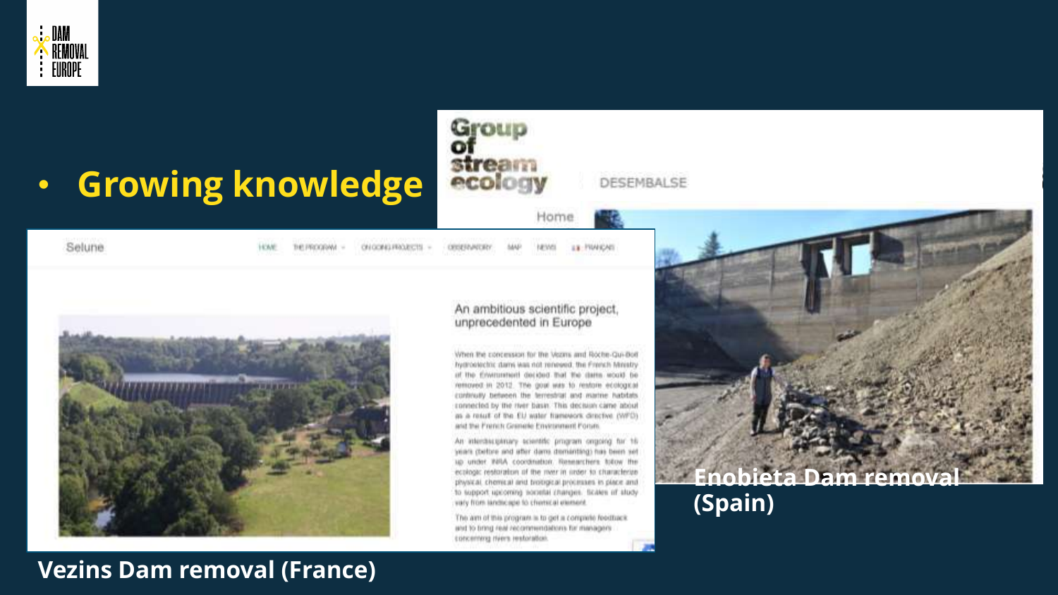- **Growing knowledge**

Selune

HOME | THE PROGRAM | ON GOING PROJECTS | OBSERVATORY | MAP | NEWS | FRANÇAIS

An ambitious scientific project, unprecedented in Europe

When the concession for the Vezins and Roche-Qui-Boit hydroelectric dams was not renewed, the French Ministry of the Environment decided that the dams would be removed in 2012. The goal was to restore ecological continuity between the terrestrial and marine habitats connected by the river basin. This decision came about as a result of the EU water framework directive (WFD) and the French Grenelle Environment Forum.

An interdisciplinary scientific program ongoing for 16 years (before and after dams dismantling) has been set up under INRA coordination. Researchers follow the ecologic restoration of the river in order to characterize physical, chemical and biological processes in place and to support upcoming societal changes. Scales of study vary from landscape to chemical element.

The aim of this program is to get a complete feedback and to bring real recommendations for managers concerning rivers restoration.

**Vezins Dam removal (France)**

Group of stream ecology

DESEMBALSE

Home

**Enobieta Dam removal (Spain)**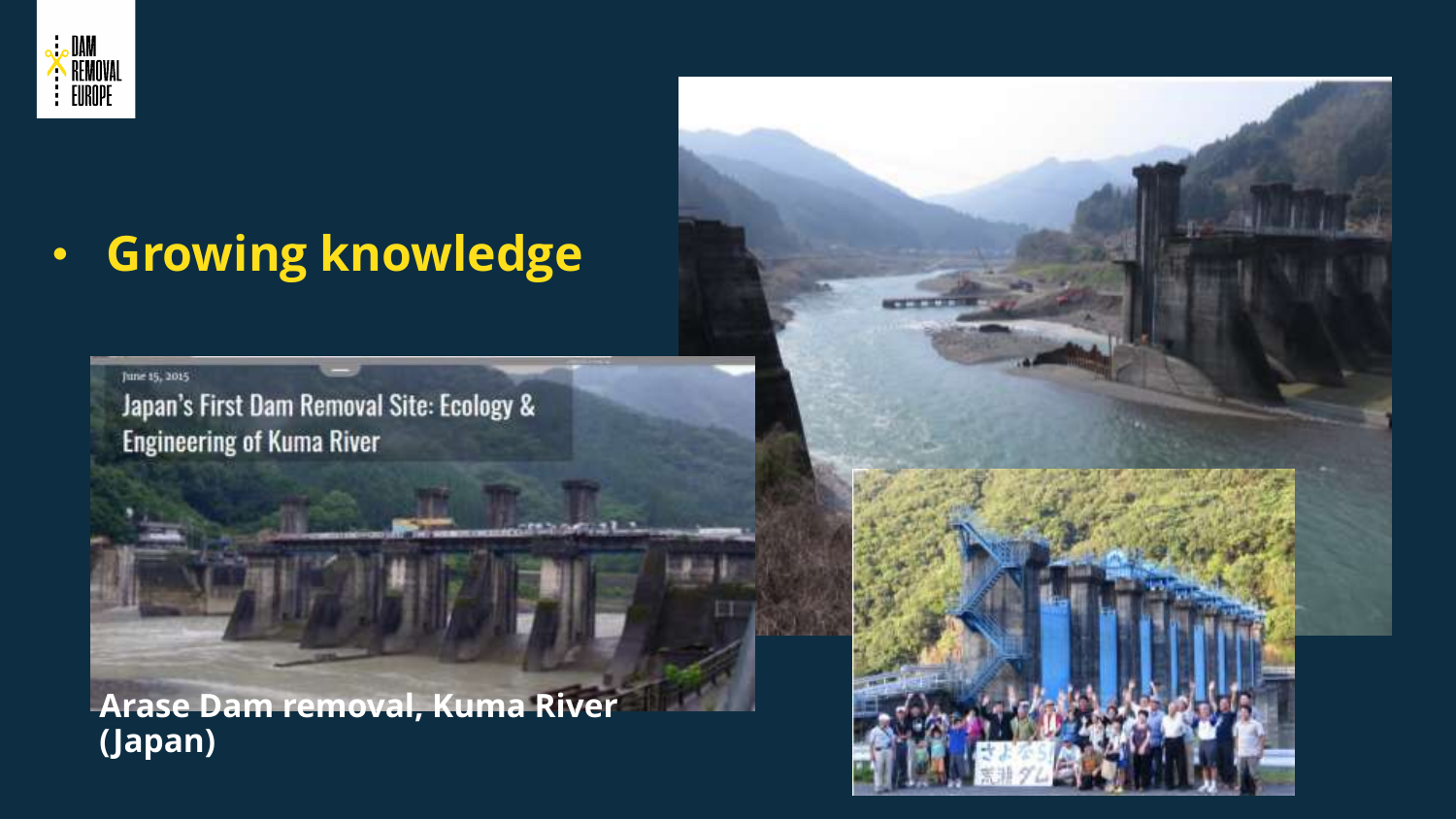- **Growing knowledge**

June 15, 2015

Japan's First Dam Removal Site: Ecology & Engineering of Kuma River

**Arase Dam removal, Kuma River (Japan)**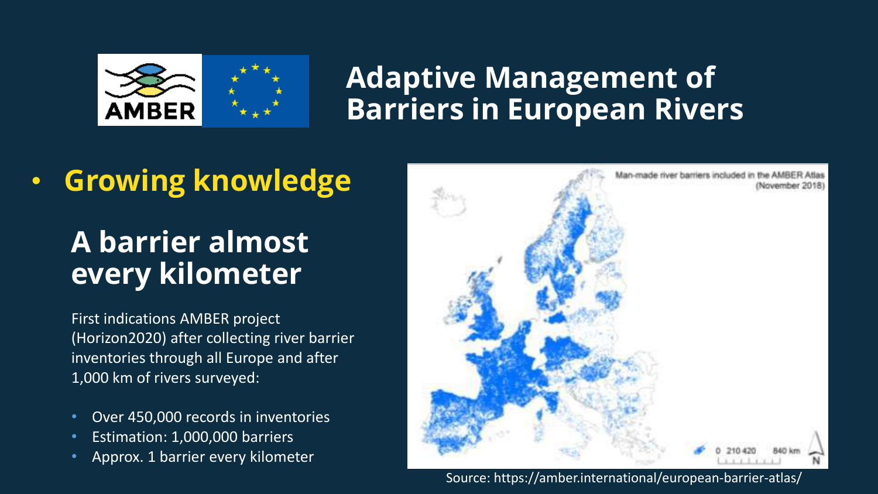# Adaptive Management of Barriers in European Rivers

- **Growing knowledge**

## A barrier almost every kilometer

First indications AMBER project (Horizon2020) after collecting river barrier inventories through all Europe and after 1,000 km of rivers surveyed:

- Over 450,000 records in inventories
- Estimation: 1,000,000 barriers
- Approx. 1 barrier every kilometer

Man-made river barriers included in the AMBER Atlas (November 2018)

Source: https://amber.international/european-barrier-atlas/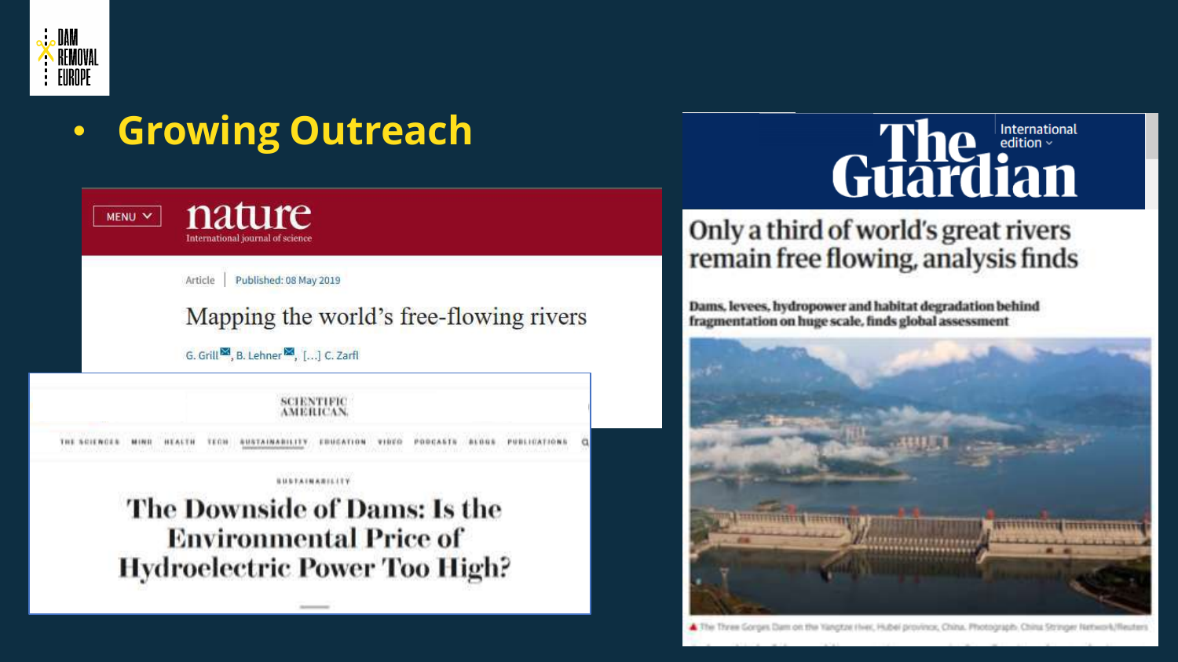DAM REMOVAL EUROPE

- **Growing Outreach**

**nature**
International journal of science

Article | Published: 08 May 2019

Mapping the world's free-flowing rivers

G. Grill, B. Lehner, [...] C. Zarfl

SCIENTIFIC AMERICAN.

THE SCIENCES MIND HEALTH TECH SUSTAINABILITY EDUCATION VIDEO PODCASTS BLOGS PUBLICATIONS

SUSTAINABILITY

**The Downside of Dams: Is the Environmental Price of Hydroelectric Power Too High?**

**The Guardian** International edition

**Only a third of world's great rivers remain free flowing, analysis finds**

Dams, levees, hydropower and habitat degradation behind fragmentation on huge scale, finds global assessment

The Three Gorges Dam on the Yangtze river, Hubei province, China. Photograph: China Stringer Network/Reuters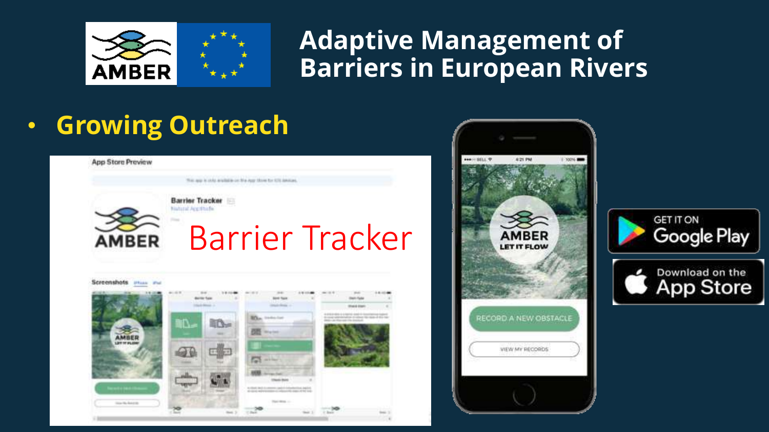# Adaptive Management of Barriers in European Rivers

- **Growing Outreach**

Barrier Tracker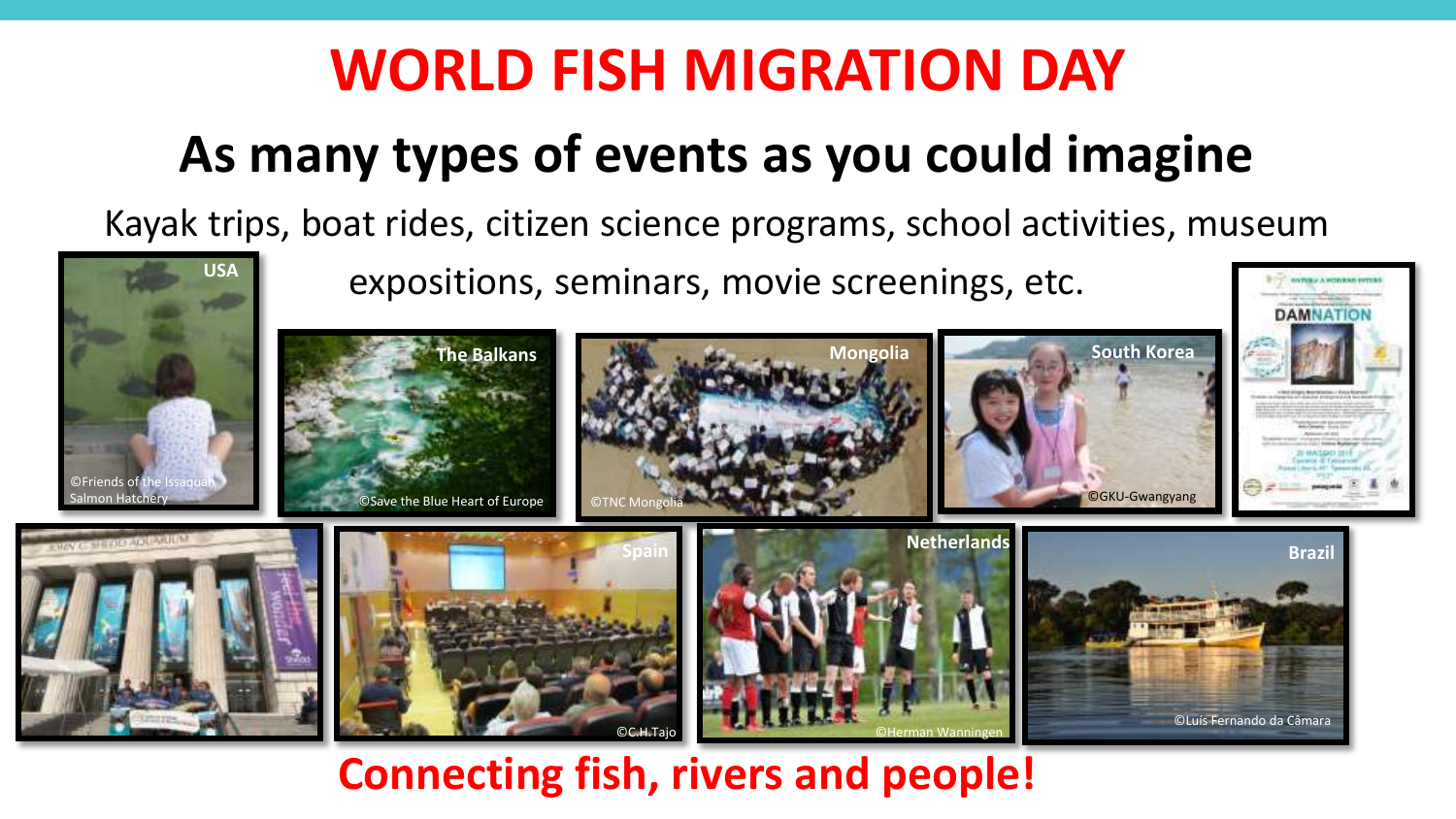# WORLD FISH MIGRATION DAY

## As many types of events as you could imagine

Kayak trips, boat rides, citizen science programs, school activities, museum expositions, seminars, movie screenings, etc.

USA ©Friends of the Issaquah Salmon Hatchery

The Balkans ©Save the Blue Heart of Europe

Mongolia ©TNC Mongolia

South Korea ©GKU-Gwangyang

Spain ©C.H.Tajo

Netherlands ©Herman Wanningen

Brazil ©Luís Fernando da Câmara

**Connecting fish, rivers and people!**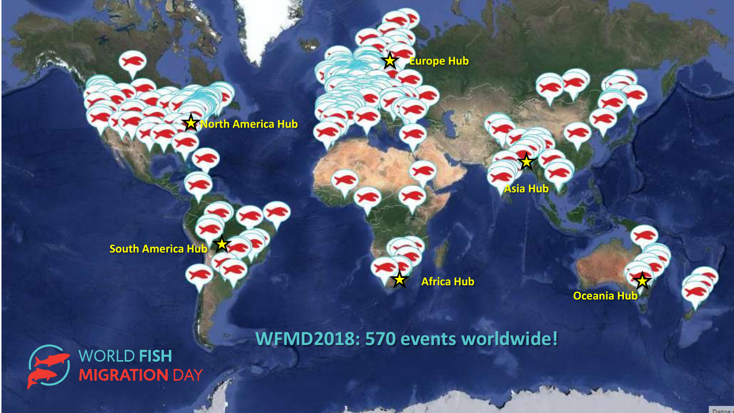North America Hub

Europe Hub

Asia Hub

South America Hub

Africa Hub

Oceania Hub

WFMD2018: 570 events worldwide!

WORLD FISH MIGRATION DAY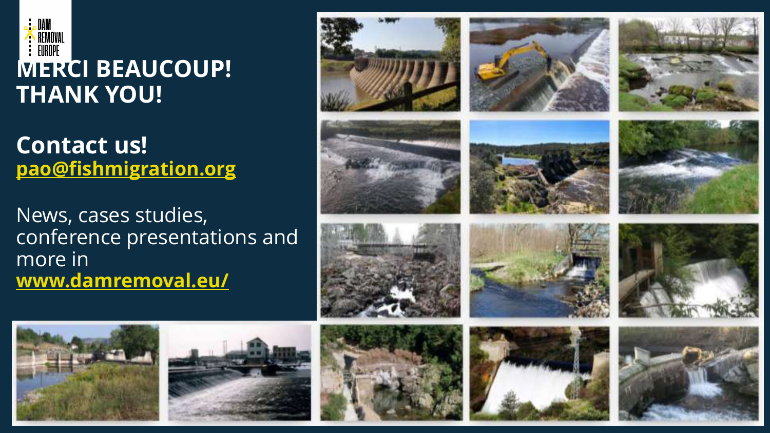DAM REMOVAL EUROPE

# MERCI BEAUCOUP! THANK YOU!

## Contact us!

pao@fishmigration.org

News, cases studies, conference presentations and more in
**www.damremoval.eu/**